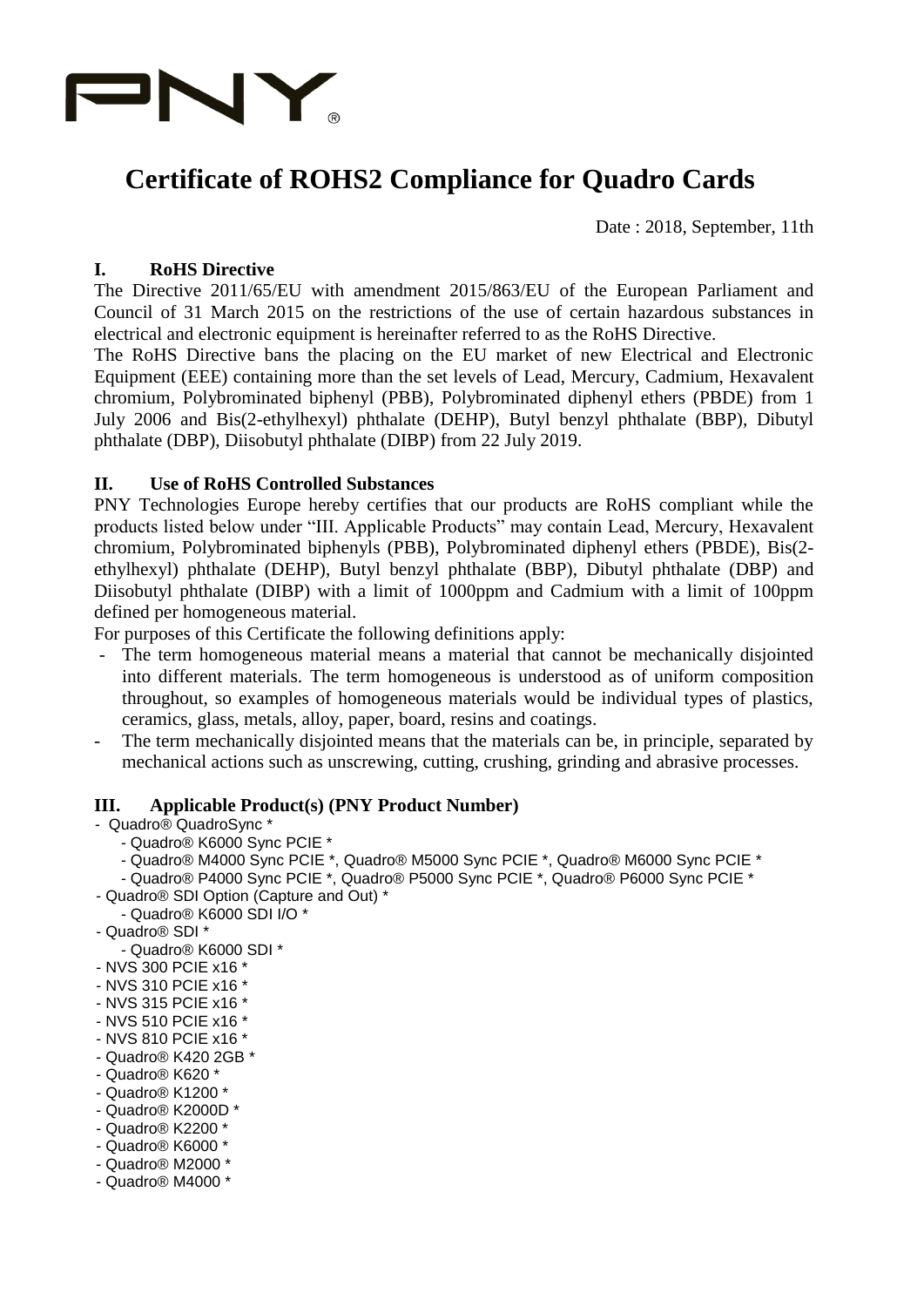PNY®

# Certificate of ROHS2 Compliance for Quadro Cards

Date : 2018, September, 11th

## I. RoHS Directive

The Directive 2011/65/EU with amendment 2015/863/EU of the European Parliament and Council of 31 March 2015 on the restrictions of the use of certain hazardous substances in electrical and electronic equipment is hereinafter referred to as the RoHS Directive.

The RoHS Directive bans the placing on the EU market of new Electrical and Electronic Equipment (EEE) containing more than the set levels of Lead, Mercury, Cadmium, Hexavalent chromium, Polybrominated biphenyl (PBB), Polybrominated diphenyl ethers (PBDE) from 1 July 2006 and Bis(2-ethylhexyl) phthalate (DEHP), Butyl benzyl phthalate (BBP), Dibutyl phthalate (DBP), Diisobutyl phthalate (DIBP) from 22 July 2019.

## II. Use of RoHS Controlled Substances

PNY Technologies Europe hereby certifies that our products are RoHS compliant while the products listed below under "III. Applicable Products" may contain Lead, Mercury, Hexavalent chromium, Polybrominated biphenyls (PBB), Polybrominated diphenyl ethers (PBDE), Bis(2-ethylhexyl) phthalate (DEHP), Butyl benzyl phthalate (BBP), Dibutyl phthalate (DBP) and Diisobutyl phthalate (DIBP) with a limit of 1000ppm and Cadmium with a limit of 100ppm defined per homogeneous material.

For purposes of this Certificate the following definitions apply:

- The term homogeneous material means a material that cannot be mechanically disjointed into different materials. The term homogeneous is understood as of uniform composition throughout, so examples of homogeneous materials would be individual types of plastics, ceramics, glass, metals, alloy, paper, board, resins and coatings.
- The term mechanically disjointed means that the materials can be, in principle, separated by mechanical actions such as unscrewing, cutting, crushing, grinding and abrasive processes.

## III. Applicable Product(s) (PNY Product Number)

- Quadro® QuadroSync *
  - Quadro® K6000 Sync PCIE *
  - Quadro® M4000 Sync PCIE *, Quadro® M5000 Sync PCIE *, Quadro® M6000 Sync PCIE *
  - Quadro® P4000 Sync PCIE *, Quadro® P5000 Sync PCIE *, Quadro® P6000 Sync PCIE *
- Quadro® SDI Option (Capture and Out) *
  - Quadro® K6000 SDI I/O *
- Quadro® SDI *
  - Quadro® K6000 SDI *
- NVS 300 PCIE x16 *
- NVS 310 PCIE x16 *
- NVS 315 PCIE x16 *
- NVS 510 PCIE x16 *
- NVS 810 PCIE x16 *
- Quadro® K420 2GB *
- Quadro® K620 *
- Quadro® K1200 *
- Quadro® K2000D *
- Quadro® K2200 *
- Quadro® K6000 *
- Quadro® M2000 *
- Quadro® M4000 *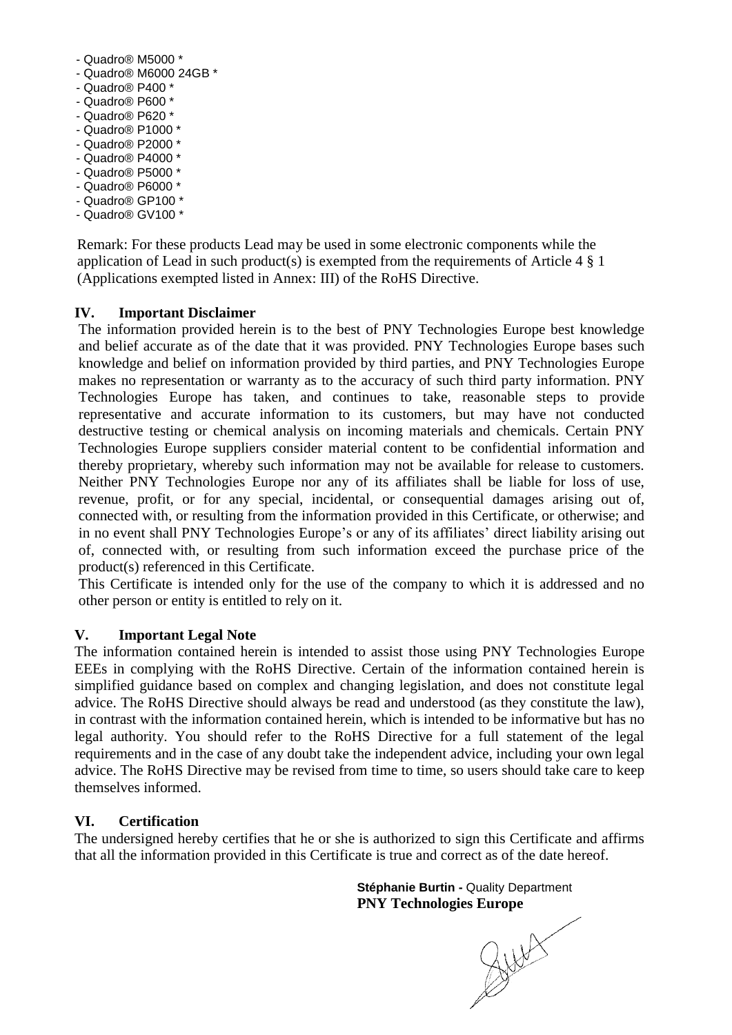- Quadro® M5000 *
- Quadro® M6000 24GB *
- Quadro® P400 *
- Quadro® P600 *
- Quadro® P620 *
- Quadro® P1000 *
- Quadro® P2000 *
- Quadro® P4000 *
- Quadro® P5000 *
- Quadro® P6000 *
- Quadro® GP100 *
- Quadro® GV100 *

Remark: For these products Lead may be used in some electronic components while the application of Lead in such product(s) is exempted from the requirements of Article 4 § 1 (Applications exempted listed in Annex: III) of the RoHS Directive.

## IV. Important Disclaimer

The information provided herein is to the best of PNY Technologies Europe best knowledge and belief accurate as of the date that it was provided. PNY Technologies Europe bases such knowledge and belief on information provided by third parties, and PNY Technologies Europe makes no representation or warranty as to the accuracy of such third party information. PNY Technologies Europe has taken, and continues to take, reasonable steps to provide representative and accurate information to its customers, but may have not conducted destructive testing or chemical analysis on incoming materials and chemicals. Certain PNY Technologies Europe suppliers consider material content to be confidential information and thereby proprietary, whereby such information may not be available for release to customers. Neither PNY Technologies Europe nor any of its affiliates shall be liable for loss of use, revenue, profit, or for any special, incidental, or consequential damages arising out of, connected with, or resulting from the information provided in this Certificate, or otherwise; and in no event shall PNY Technologies Europe's or any of its affiliates' direct liability arising out of, connected with, or resulting from such information exceed the purchase price of the product(s) referenced in this Certificate.

This Certificate is intended only for the use of the company to which it is addressed and no other person or entity is entitled to rely on it.

## V. Important Legal Note

The information contained herein is intended to assist those using PNY Technologies Europe EEEs in complying with the RoHS Directive. Certain of the information contained herein is simplified guidance based on complex and changing legislation, and does not constitute legal advice. The RoHS Directive should always be read and understood (as they constitute the law), in contrast with the information contained herein, which is intended to be informative but has no legal authority. You should refer to the RoHS Directive for a full statement of the legal requirements and in the case of any doubt take the independent advice, including your own legal advice. The RoHS Directive may be revised from time to time, so users should take care to keep themselves informed.

## VI. Certification

The undersigned hereby certifies that he or she is authorized to sign this Certificate and affirms that all the information provided in this Certificate is true and correct as of the date hereof.

**Stéphanie Burtin -** Quality Department
**PNY Technologies Europe**